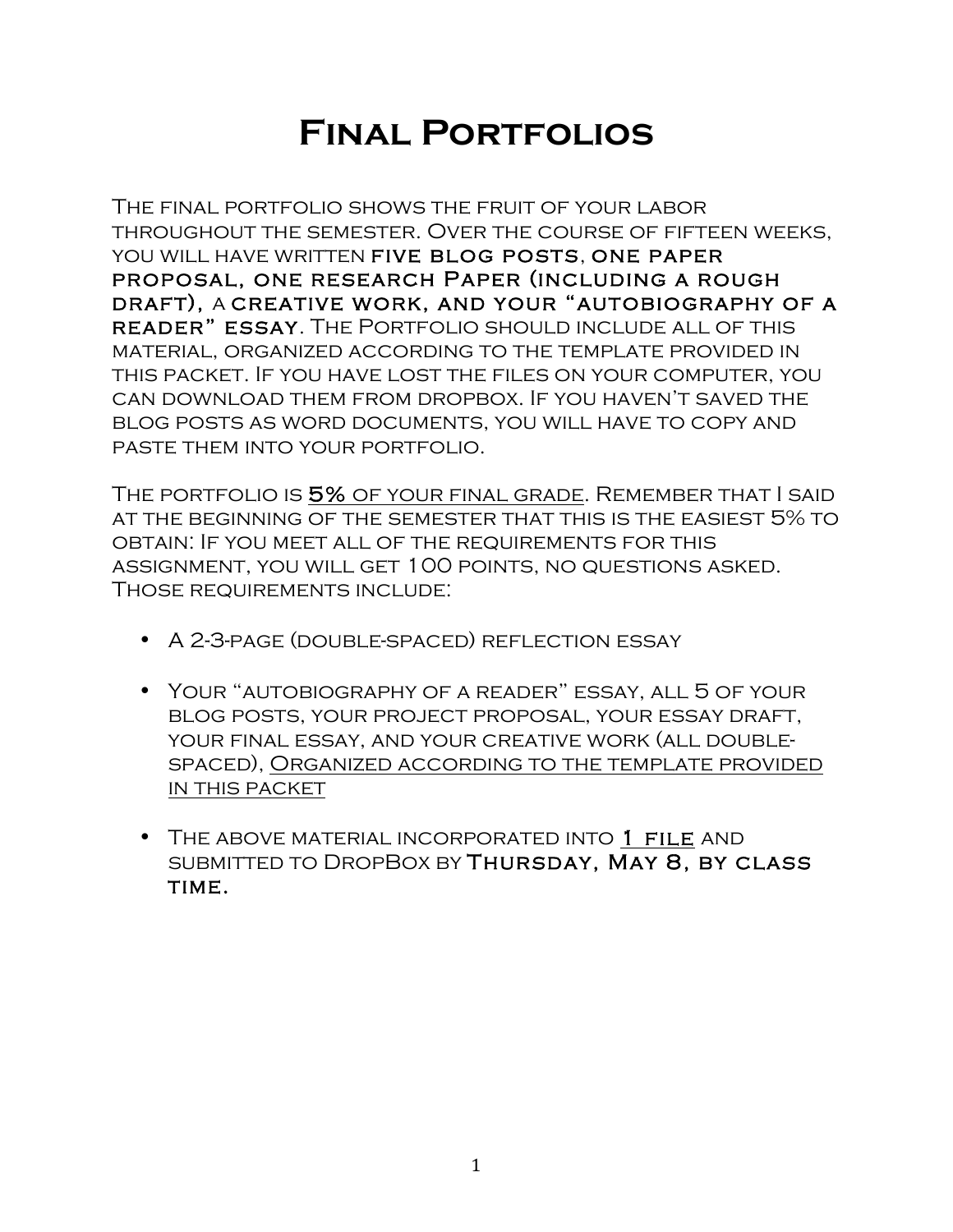# Final Portfolios

The final portfolio shows the fruit of your labor throughout the semester. Over the course of fifteen weeks, you will have written **five blog posts**, **one paper proposal, one research Paper (including a rough draft)**, a **creative work, and your "autobiography of a reader" essay**. The Portfolio should include all of this material, organized according to the template provided in this packet. If you have lost the files on your computer, you can download them from dropbox. If you haven't saved the blog posts as word documents, you will have to copy and paste them into your portfolio.

The portfolio is <u>**5%** of your final grade</u>. Remember that I said at the beginning of the semester that this is the easiest 5% to obtain: If you meet all of the requirements for this assignment, you will get 100 points, no questions asked. Those requirements include:

- A 2-3-page (double-spaced) reflection essay
- Your "autobiography of a reader" essay, all 5 of your blog posts, your project proposal, your essay draft, your final essay, and your creative work (all double-spaced), <u>Organized according to the template provided in this packet</u>
- The above material incorporated into <u>**1 file**</u> and submitted to DropBox by **Thursday, May 8, by class time.**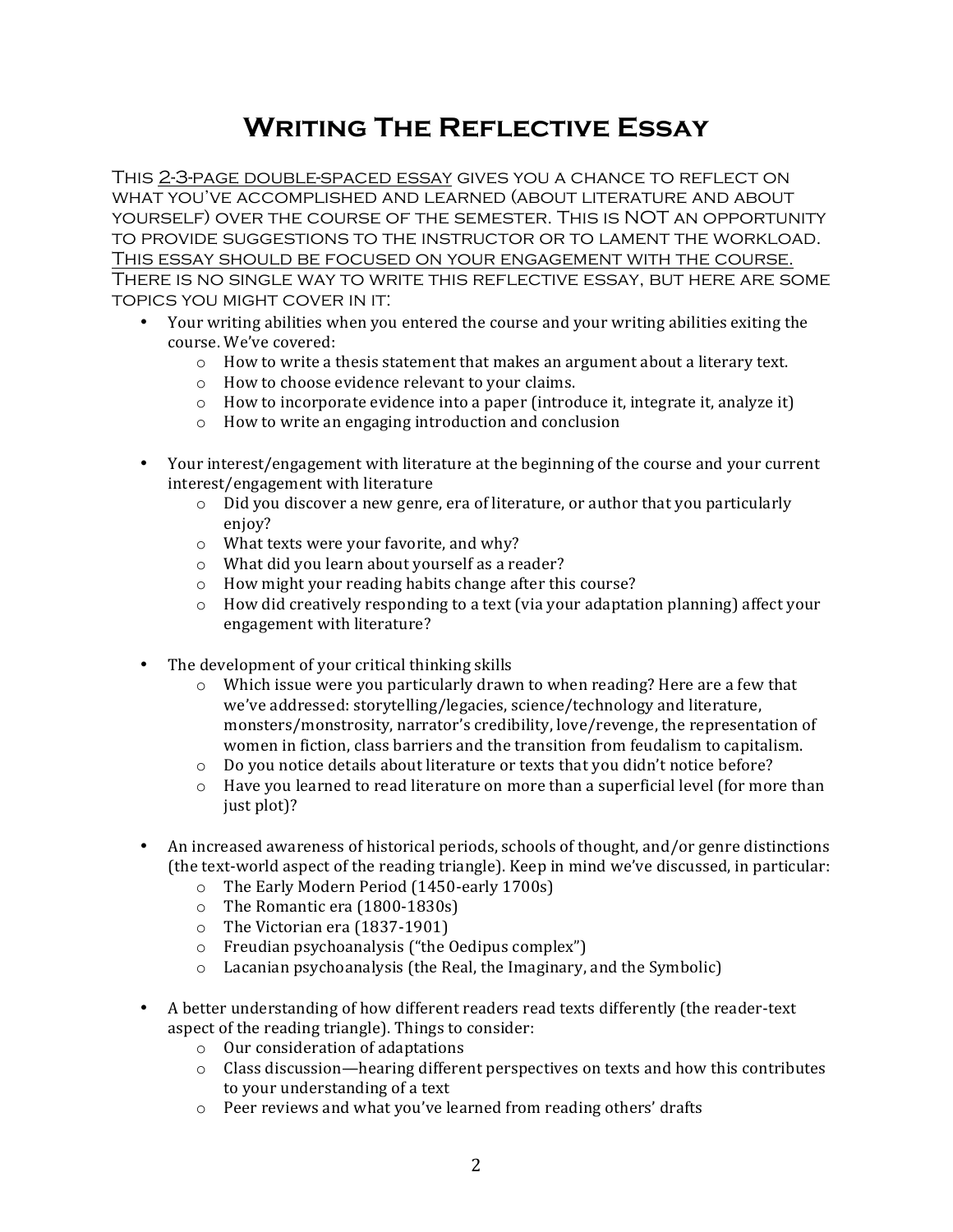# Writing The Reflective Essay

This <u>2-3-page double-spaced essay</u> gives you a chance to reflect on what you've accomplished and learned (about literature and about yourself) over the course of the semester. This is NOT an opportunity to provide suggestions to the instructor or to lament the workload. <u>This essay should be focused on your engagement with the course.</u> There is no single way to write this reflective essay, but here are some topics you might cover in it:

- Your writing abilities when you entered the course and your writing abilities exiting the course. We've covered:
  - How to write a thesis statement that makes an argument about a literary text.
  - How to choose evidence relevant to your claims.
  - How to incorporate evidence into a paper (introduce it, integrate it, analyze it)
  - How to write an engaging introduction and conclusion

- Your interest/engagement with literature at the beginning of the course and your current interest/engagement with literature
  - Did you discover a new genre, era of literature, or author that you particularly enjoy?
  - What texts were your favorite, and why?
  - What did you learn about yourself as a reader?
  - How might your reading habits change after this course?
  - How did creatively responding to a text (via your adaptation planning) affect your engagement with literature?

- The development of your critical thinking skills
  - Which issue were you particularly drawn to when reading? Here are a few that we've addressed: storytelling/legacies, science/technology and literature, monsters/monstrosity, narrator's credibility, love/revenge, the representation of women in fiction, class barriers and the transition from feudalism to capitalism.
  - Do you notice details about literature or texts that you didn't notice before?
  - Have you learned to read literature on more than a superficial level (for more than just plot)?

- An increased awareness of historical periods, schools of thought, and/or genre distinctions (the text-world aspect of the reading triangle). Keep in mind we've discussed, in particular:
  - The Early Modern Period (1450-early 1700s)
  - The Romantic era (1800-1830s)
  - The Victorian era (1837-1901)
  - Freudian psychoanalysis ("the Oedipus complex")
  - Lacanian psychoanalysis (the Real, the Imaginary, and the Symbolic)

- A better understanding of how different readers read texts differently (the reader-text aspect of the reading triangle). Things to consider:
  - Our consideration of adaptations
  - Class discussion—hearing different perspectives on texts and how this contributes to your understanding of a text
  - Peer reviews and what you've learned from reading others' drafts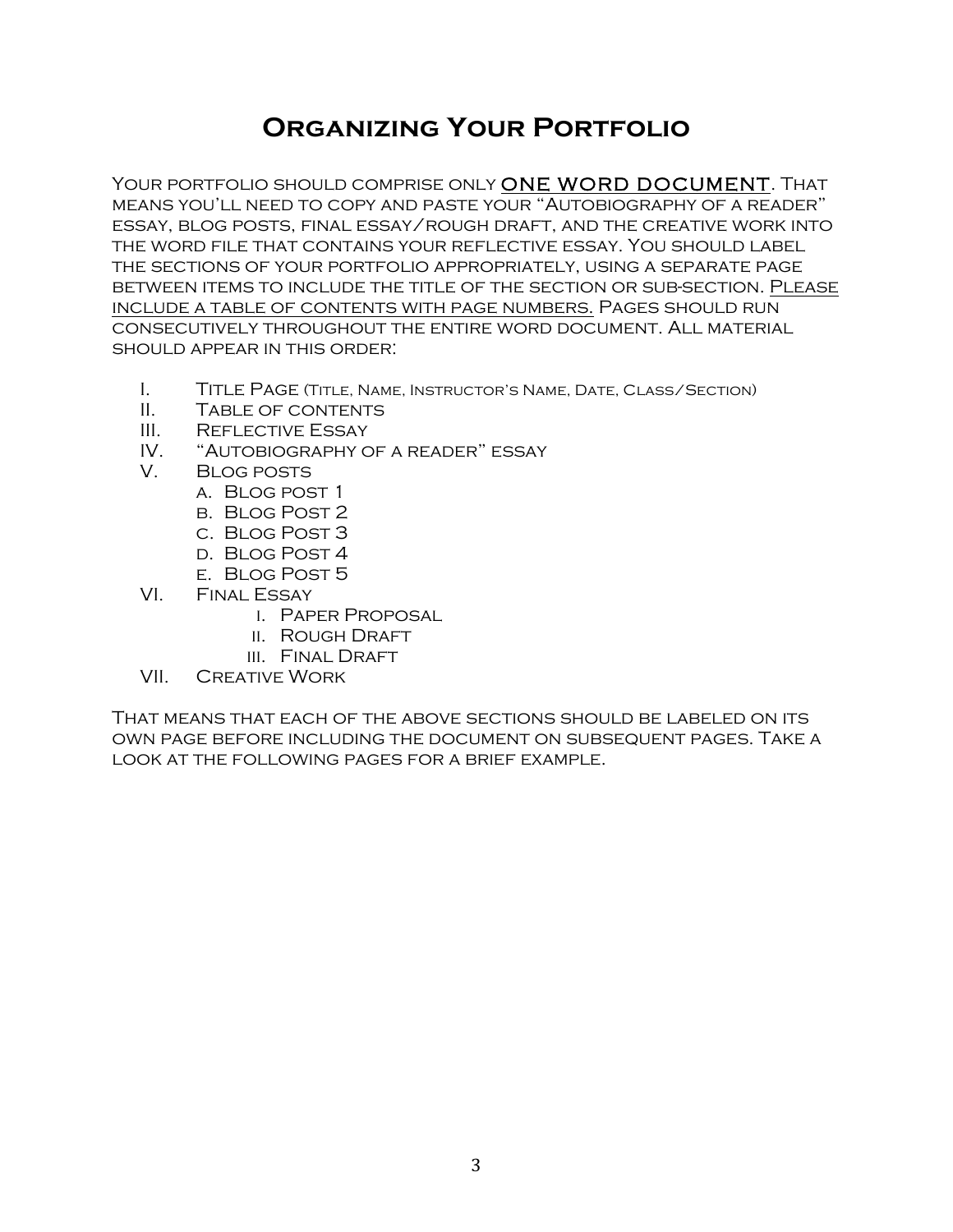# Organizing Your Portfolio

Your portfolio should comprise only <u>ONE WORD DOCUMENT</u>. That means you'll need to copy and paste your "Autobiography of a reader" essay, blog posts, final essay/rough draft, and the creative work into the word file that contains your reflective essay. You should label the sections of your portfolio appropriately, using a separate page between items to include the title of the section or sub-section. <u>Please include a table of contents with page numbers.</u> Pages should run consecutively throughout the entire word document. All material should appear in this order:

- I. Title Page (Title, Name, Instructor's Name, Date, Class/Section)
- II. Table of contents
- III. Reflective Essay
- IV. "Autobiography of a reader" essay
- V. Blog posts
  - a. Blog post 1
  - b. Blog Post 2
  - c. Blog Post 3
  - d. Blog Post 4
  - e. Blog Post 5
- VI. Final Essay
  - i. Paper Proposal
  - ii. Rough Draft
  - iii. Final Draft
- VII. Creative Work

That means that each of the above sections should be labeled on its own page before including the document on subsequent pages. Take a look at the following pages for a brief example.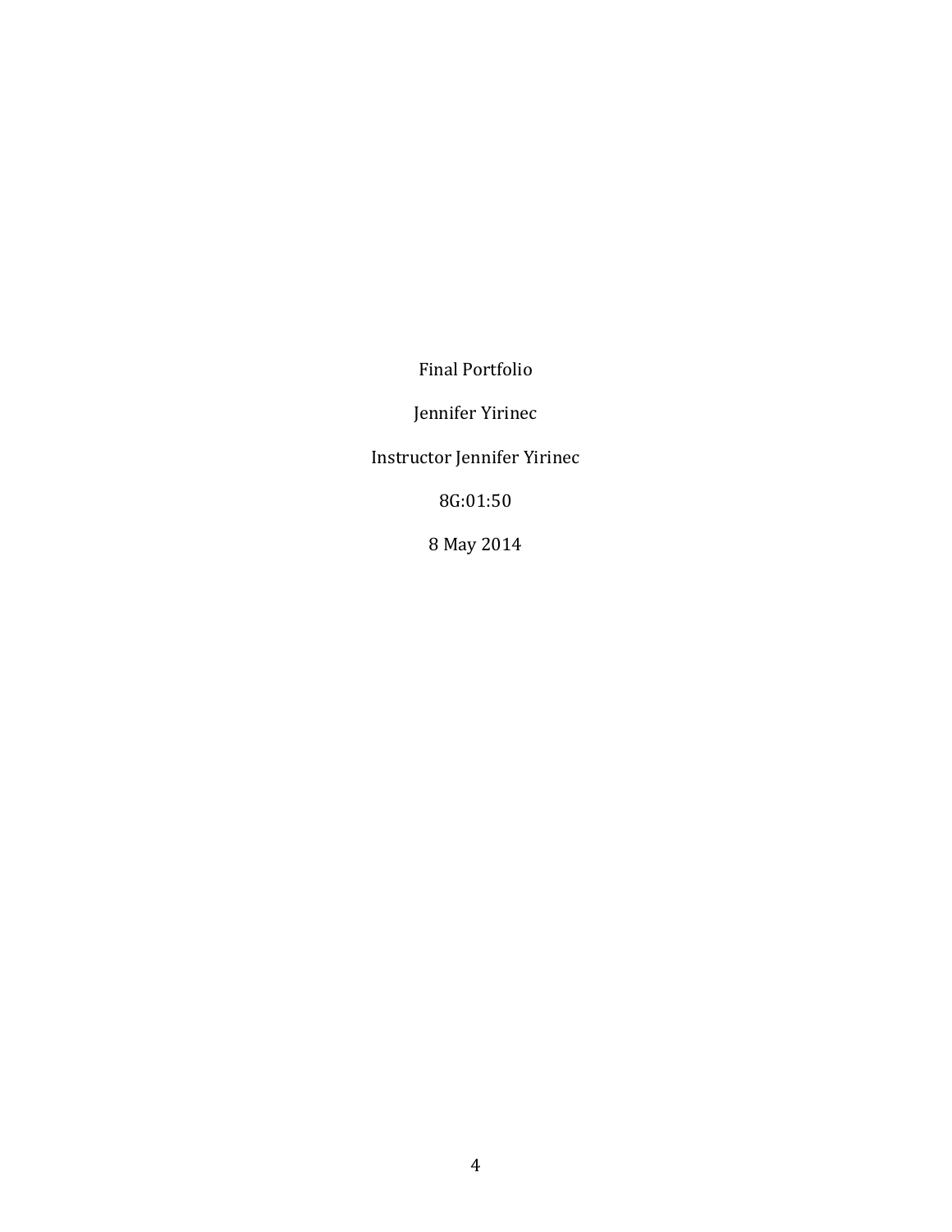Final Portfolio

Jennifer Yirinec

Instructor Jennifer Yirinec

8G:01:50

8 May 2014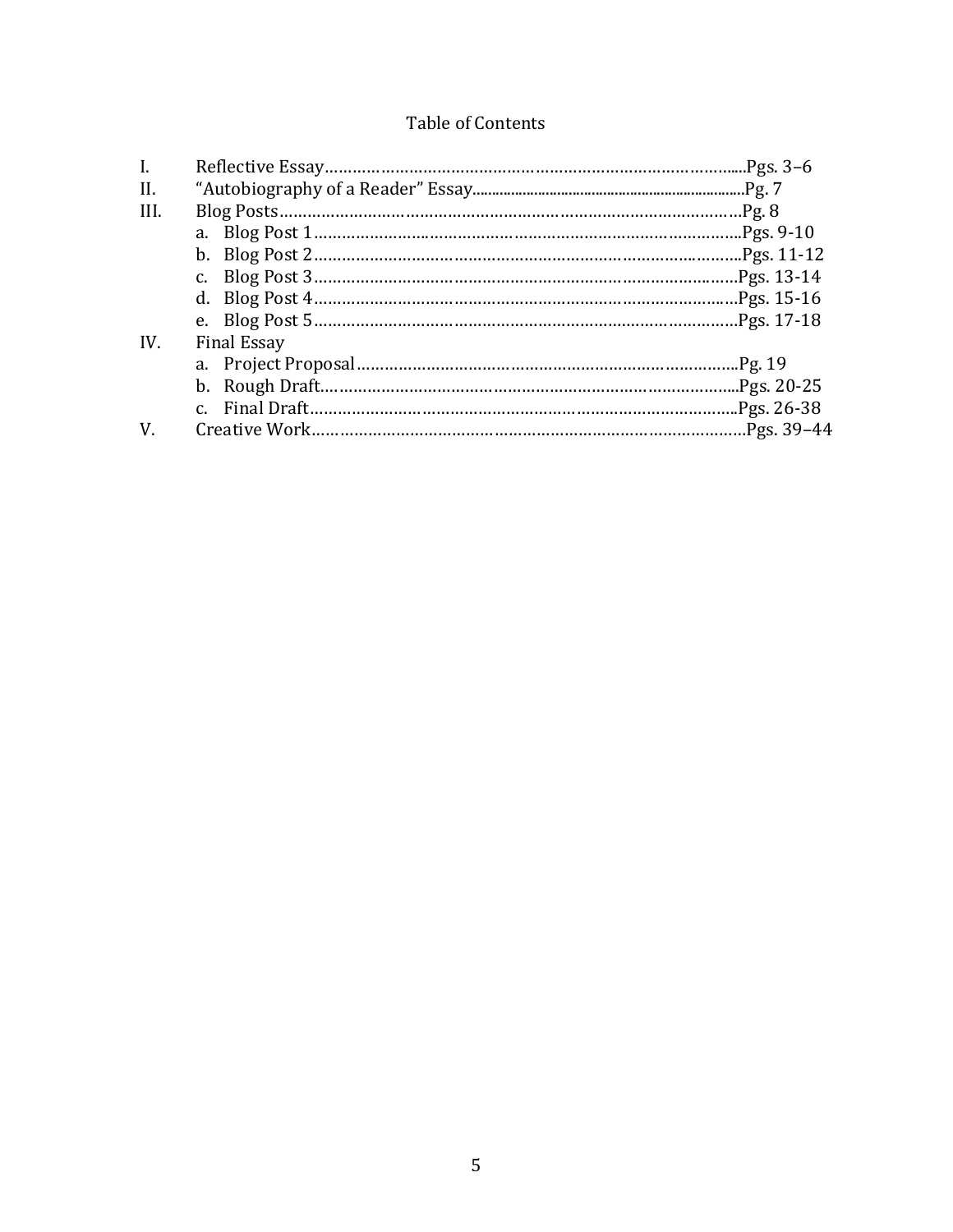# Table of Contents

I. Reflective Essay…………………………………………………………………………....Pgs. 3–6

II. "Autobiography of a Reader" Essay………………………………………………………Pg. 7

III. Blog Posts……………………………………………………………………………………Pg. 8

  a. Blog Post 1…………………………………………………………………………….Pgs. 9-10

  b. Blog Post 2…………………………………………………………………………….Pgs. 11-12

  c. Blog Post 3…………………………………………………………………………….Pgs. 13-14

  d. Blog Post 4…………………………………………………………………………….Pgs. 15-16

  e. Blog Post 5…………………………………………………………………………….Pgs. 17-18

IV. Final Essay

  a. Project Proposal……………………………………………………………………..Pg. 19

  b. Rough Draft…………………………………………………………………………...Pgs. 20-25

  c. Final Draft……………………………………………………………………………..Pgs. 26-38

V. Creative Work…………………………………………………………………………………Pgs. 39–44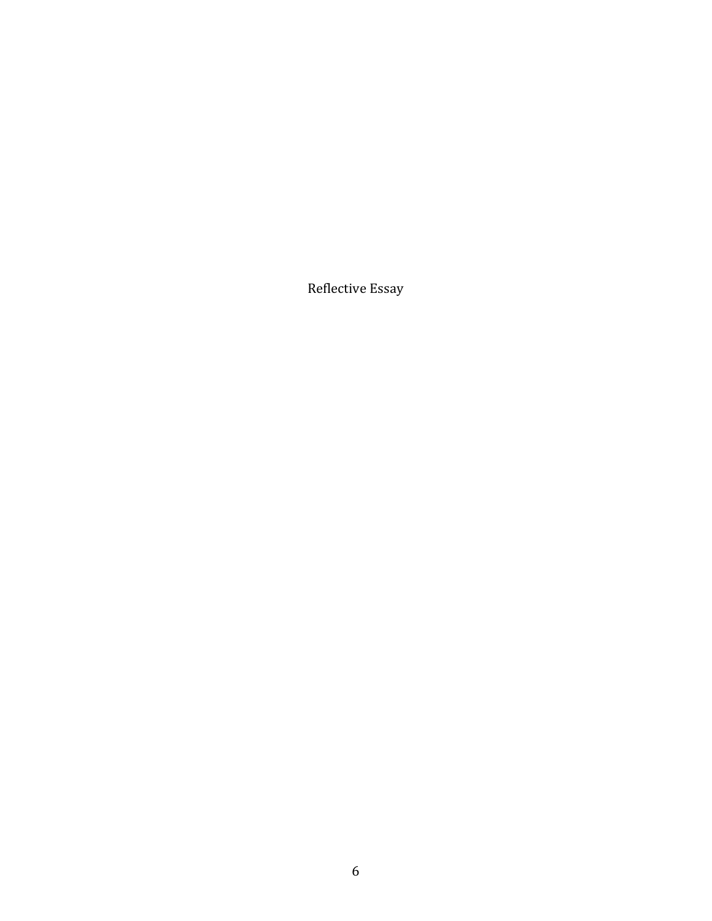# Reflective Essay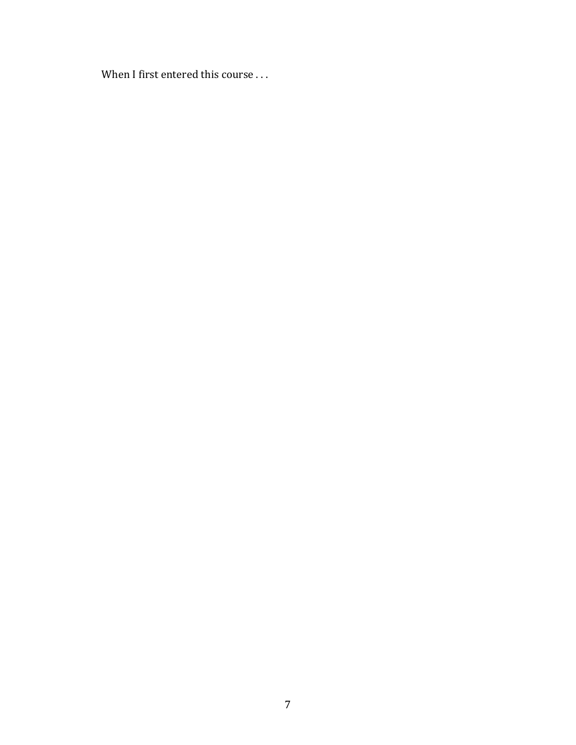When I first entered this course . . .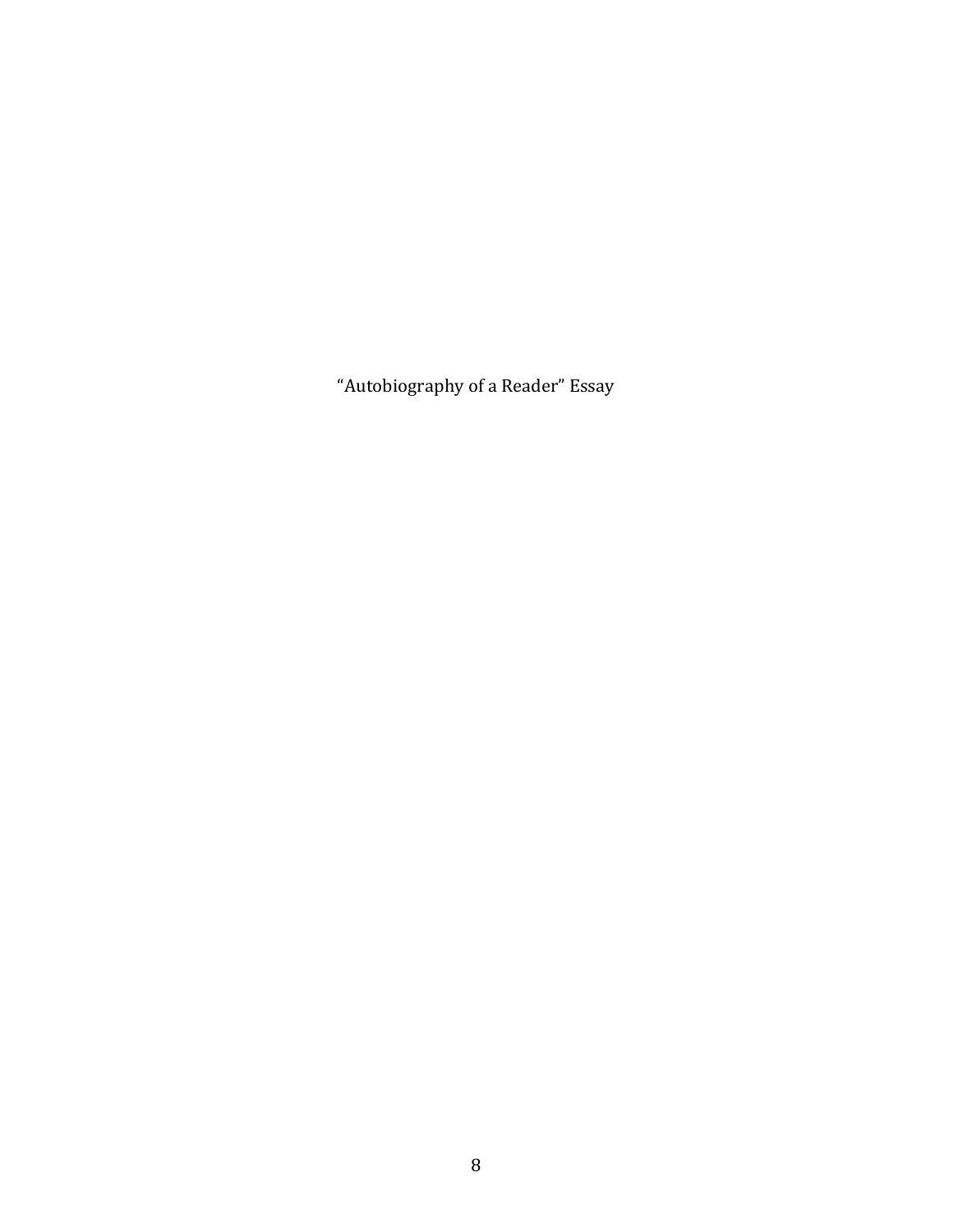# "Autobiography of a Reader" Essay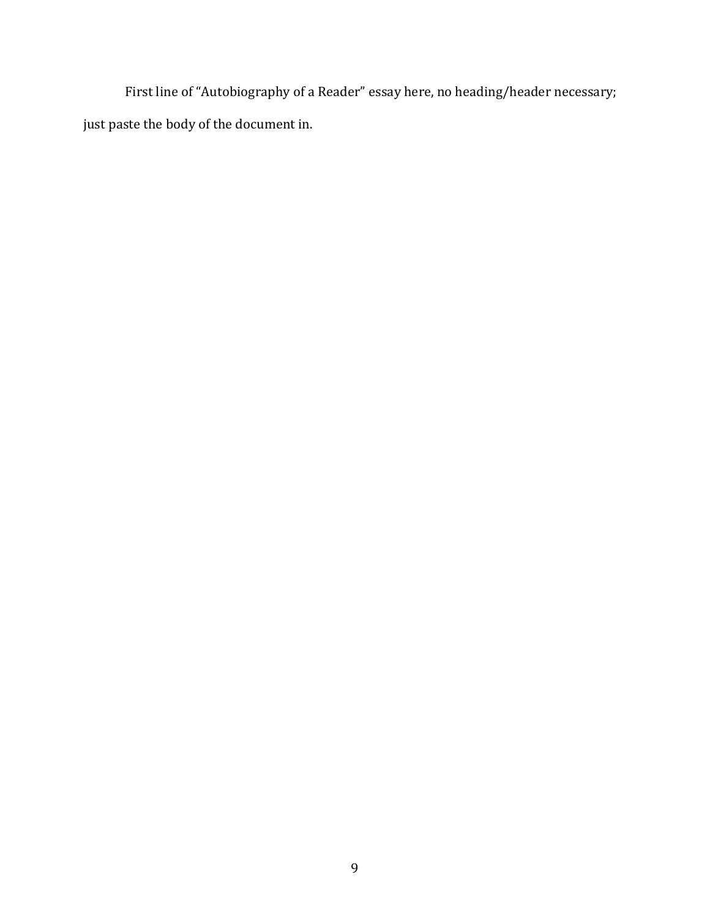First line of “Autobiography of a Reader” essay here, no heading/header necessary; just paste the body of the document in.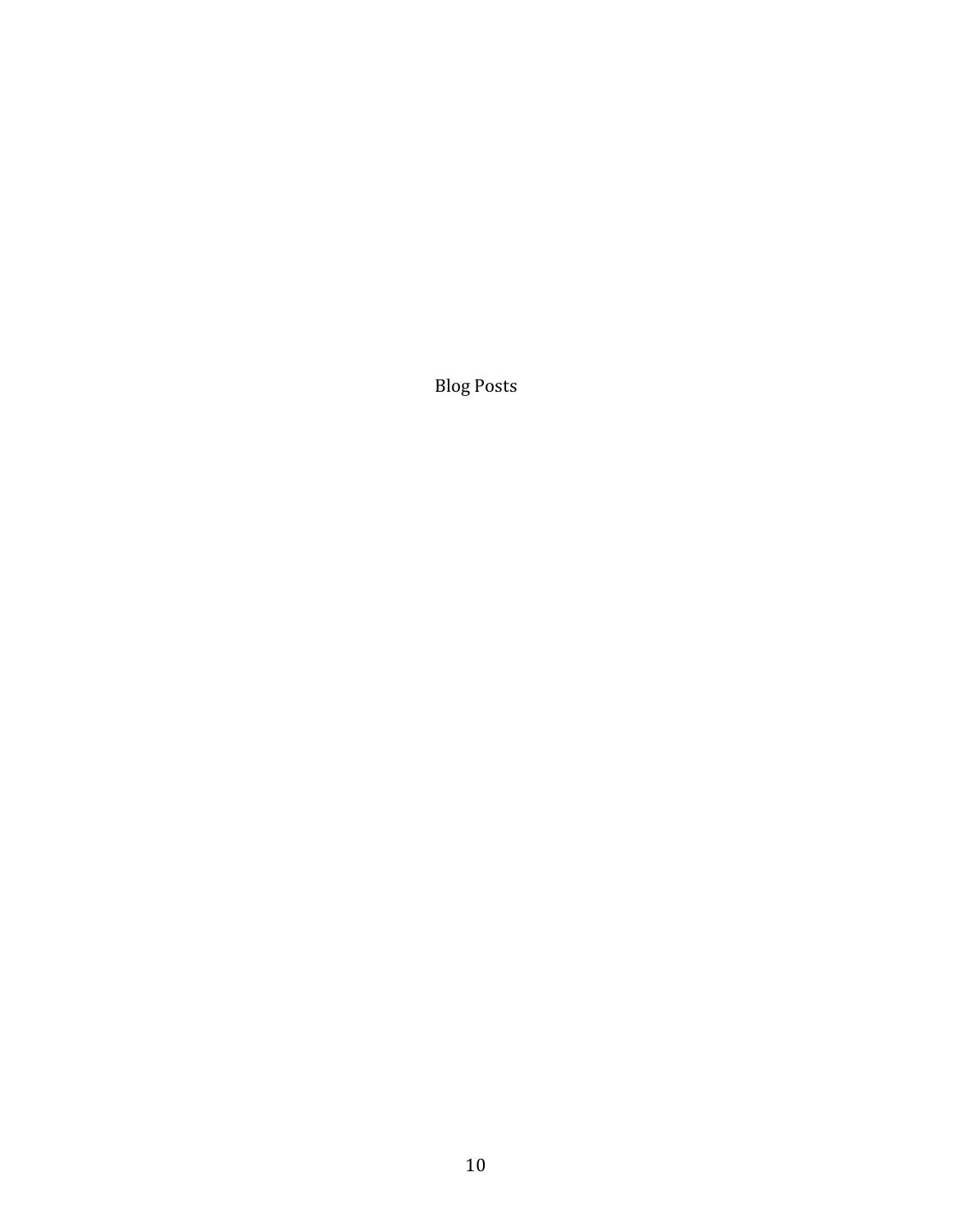Blog Posts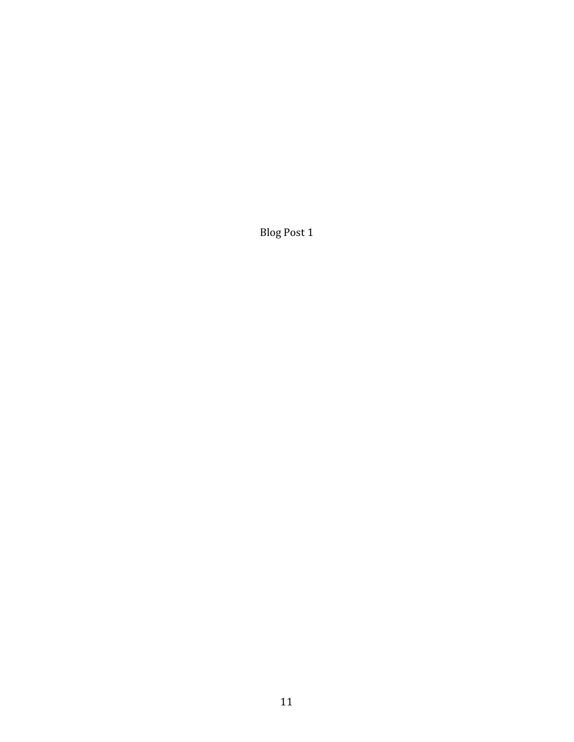Blog Post 1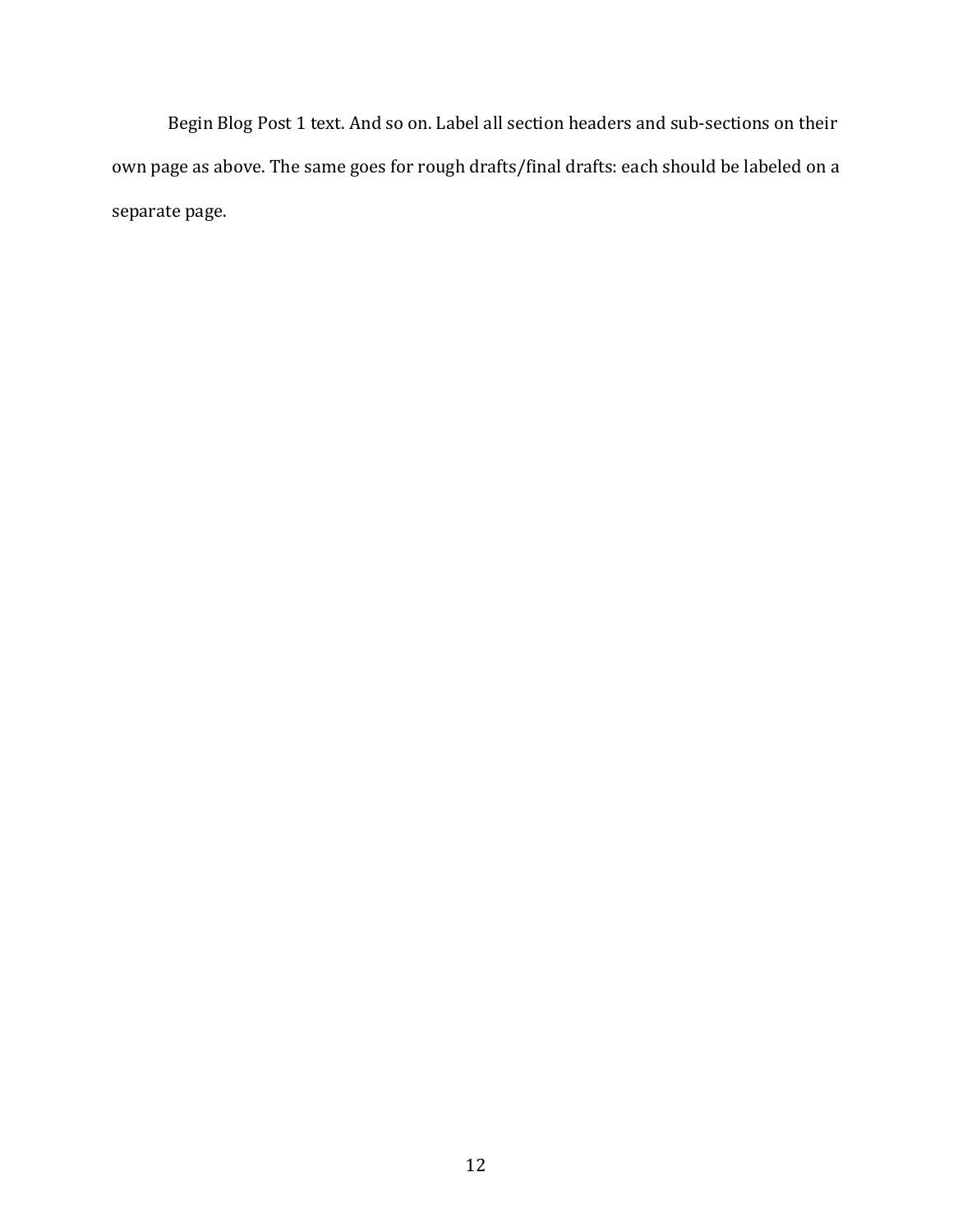Begin Blog Post 1 text. And so on. Label all section headers and sub-sections on their own page as above. The same goes for rough drafts/final drafts: each should be labeled on a separate page.